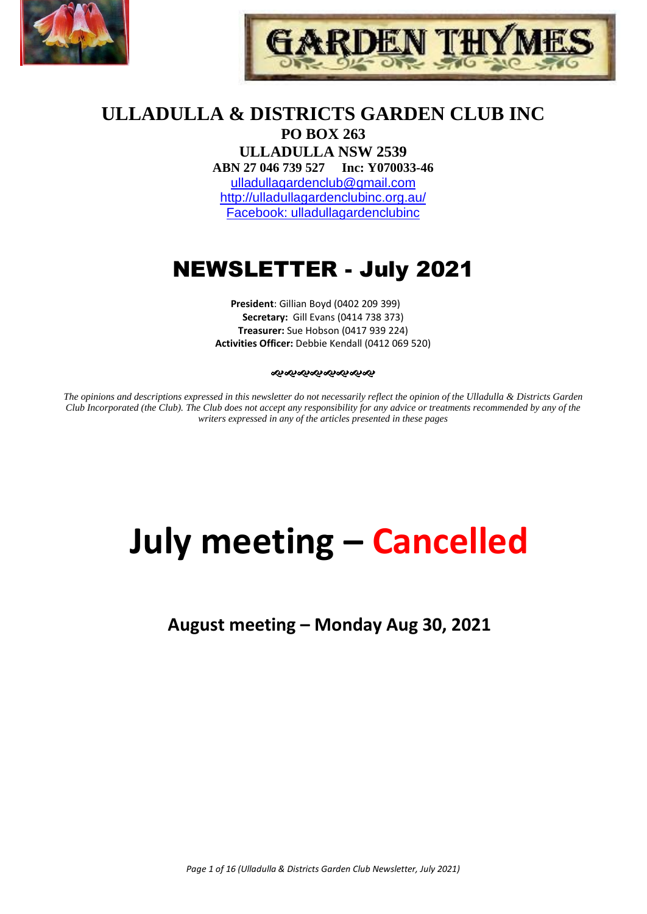# GARDEN THYMES

## ULLADULLA & DISTRICTS GARDEN CLUB INC

**PO BOX 263**
**ULLADULLA NSW 2539**
**ABN 27 046 739 527 Inc: Y070033-46**
ulladullagardenclub@gmail.com
http://ulladullagardenclubinc.org.au/
Facebook: ulladullagardenclubinc

# NEWSLETTER - July 2021

**President**: Gillian Boyd (0402 209 399)
**Secretary:** Gill Evans (0414 738 373)
**Treasurer:** Sue Hobson (0417 939 224)
**Activities Officer:** Debbie Kendall (0412 069 520)

*The opinions and descriptions expressed in this newsletter do not necessarily reflect the opinion of the Ulladulla & Districts Garden Club Incorporated (the Club). The Club does not accept any responsibility for any advice or treatments recommended by any of the writers expressed in any of the articles presented in these pages*

# July meeting – Cancelled

## August meeting – Monday Aug 30, 2021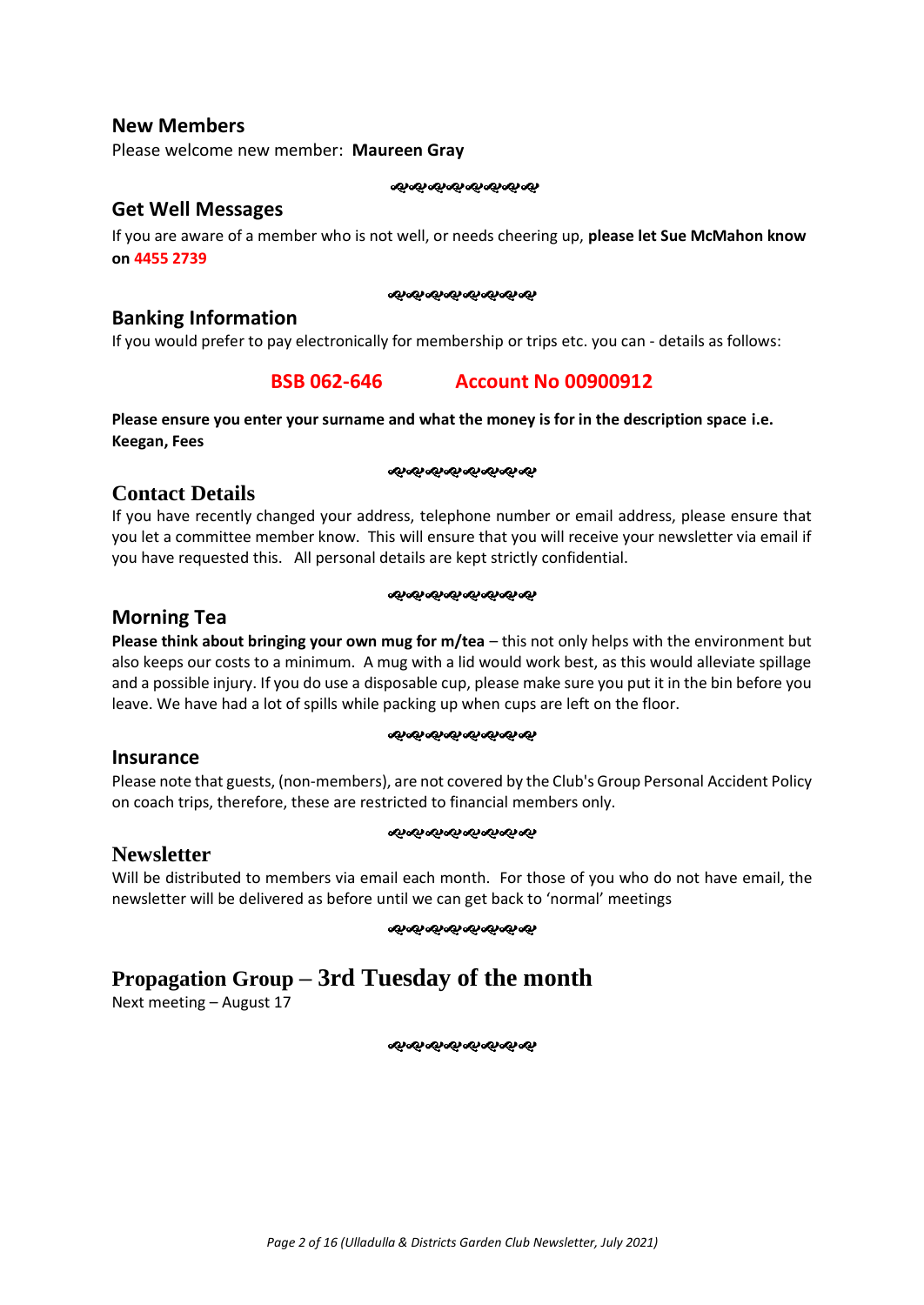## New Members

Please welcome new member: **Maureen Gray**

## Get Well Messages

If you are aware of a member who is not well, or needs cheering up, **please let Sue McMahon know on 4455 2739**

## Banking Information

If you would prefer to pay electronically for membership or trips etc. you can - details as follows:

**BSB 062-646 Account No 00900912**

**Please ensure you enter your surname and what the money is for in the description space i.e. Keegan, Fees**

## Contact Details

If you have recently changed your address, telephone number or email address, please ensure that you let a committee member know. This will ensure that you will receive your newsletter via email if you have requested this. All personal details are kept strictly confidential.

## Morning Tea

**Please think about bringing your own mug for m/tea** – this not only helps with the environment but also keeps our costs to a minimum. A mug with a lid would work best, as this would alleviate spillage and a possible injury. If you do use a disposable cup, please make sure you put it in the bin before you leave. We have had a lot of spills while packing up when cups are left on the floor.

## Insurance

Please note that guests, (non-members), are not covered by the Club's Group Personal Accident Policy on coach trips, therefore, these are restricted to financial members only.

## Newsletter

Will be distributed to members via email each month. For those of you who do not have email, the newsletter will be delivered as before until we can get back to 'normal' meetings

## Propagation Group – 3rd Tuesday of the month

Next meeting – August 17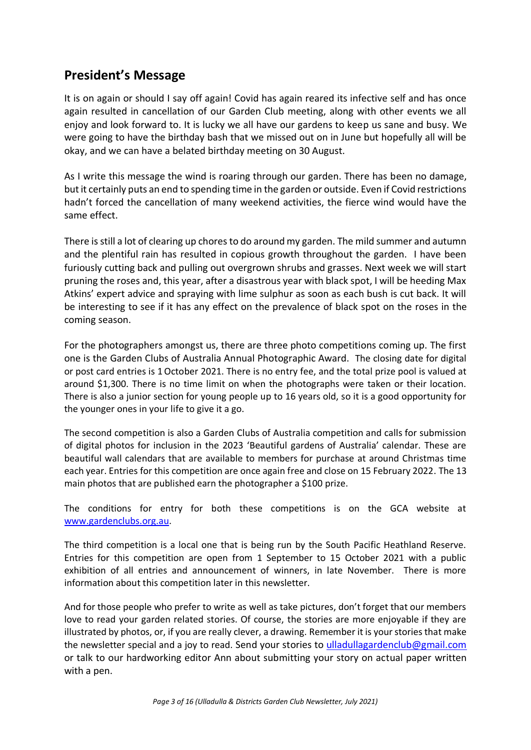## President's Message

It is on again or should I say off again! Covid has again reared its infective self and has once again resulted in cancellation of our Garden Club meeting, along with other events we all enjoy and look forward to. It is lucky we all have our gardens to keep us sane and busy. We were going to have the birthday bash that we missed out on in June but hopefully all will be okay, and we can have a belated birthday meeting on 30 August.

As I write this message the wind is roaring through our garden. There has been no damage, but it certainly puts an end to spending time in the garden or outside. Even if Covid restrictions hadn't forced the cancellation of many weekend activities, the fierce wind would have the same effect.

There is still a lot of clearing up chores to do around my garden. The mild summer and autumn and the plentiful rain has resulted in copious growth throughout the garden. I have been furiously cutting back and pulling out overgrown shrubs and grasses. Next week we will start pruning the roses and, this year, after a disastrous year with black spot, I will be heeding Max Atkins' expert advice and spraying with lime sulphur as soon as each bush is cut back. It will be interesting to see if it has any effect on the prevalence of black spot on the roses in the coming season.

For the photographers amongst us, there are three photo competitions coming up. The first one is the Garden Clubs of Australia Annual Photographic Award. The closing date for digital or post card entries is 1 October 2021. There is no entry fee, and the total prize pool is valued at around $1,300. There is no time limit on when the photographs were taken or their location. There is also a junior section for young people up to 16 years old, so it is a good opportunity for the younger ones in your life to give it a go.

The second competition is also a Garden Clubs of Australia competition and calls for submission of digital photos for inclusion in the 2023 'Beautiful gardens of Australia' calendar. These are beautiful wall calendars that are available to members for purchase at around Christmas time each year. Entries for this competition are once again free and close on 15 February 2022. The 13 main photos that are published earn the photographer a $100 prize.

The conditions for entry for both these competitions is on the GCA website at [www.gardenclubs.org.au](http://www.gardenclubs.org.au).

The third competition is a local one that is being run by the South Pacific Heathland Reserve. Entries for this competition are open from 1 September to 15 October 2021 with a public exhibition of all entries and announcement of winners, in late November. There is more information about this competition later in this newsletter.

And for those people who prefer to write as well as take pictures, don't forget that our members love to read your garden related stories. Of course, the stories are more enjoyable if they are illustrated by photos, or, if you are really clever, a drawing. Remember it is your stories that make the newsletter special and a joy to read. Send your stories to [ulladullagardenclub@gmail.com](mailto:ulladullagardenclub@gmail.com) or talk to our hardworking editor Ann about submitting your story on actual paper written with a pen.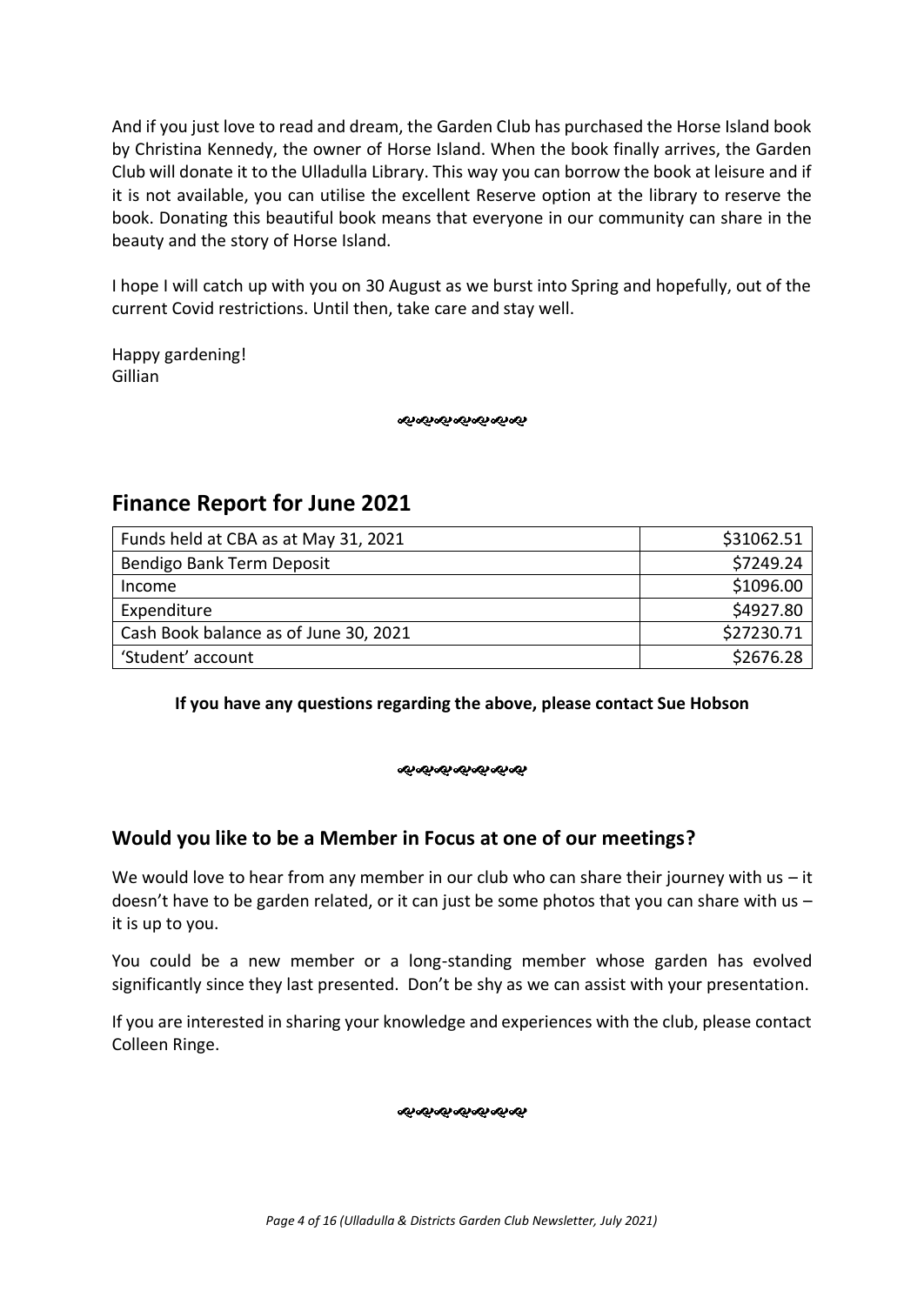And if you just love to read and dream, the Garden Club has purchased the Horse Island book by Christina Kennedy, the owner of Horse Island. When the book finally arrives, the Garden Club will donate it to the Ulladulla Library. This way you can borrow the book at leisure and if it is not available, you can utilise the excellent Reserve option at the library to reserve the book. Donating this beautiful book means that everyone in our community can share in the beauty and the story of Horse Island.

I hope I will catch up with you on 30 August as we burst into Spring and hopefully, out of the current Covid restrictions. Until then, take care and stay well.

Happy gardening!
Gillian

## Finance Report for June 2021

| Item | Amount |
|---|---:|
| Funds held at CBA as at May 31, 2021 | $31062.51 |
| Bendigo Bank Term Deposit | $7249.24 |
| Income | $1096.00 |
| Expenditure | $4927.80 |
| Cash Book balance as of June 30, 2021 | $27230.71 |
| 'Student' account | $2676.28 |

**If you have any questions regarding the above, please contact Sue Hobson**

### Would you like to be a Member in Focus at one of our meetings?

We would love to hear from any member in our club who can share their journey with us – it doesn't have to be garden related, or it can just be some photos that you can share with us – it is up to you.

You could be a new member or a long-standing member whose garden has evolved significantly since they last presented. Don't be shy as we can assist with your presentation.

If you are interested in sharing your knowledge and experiences with the club, please contact Colleen Ringe.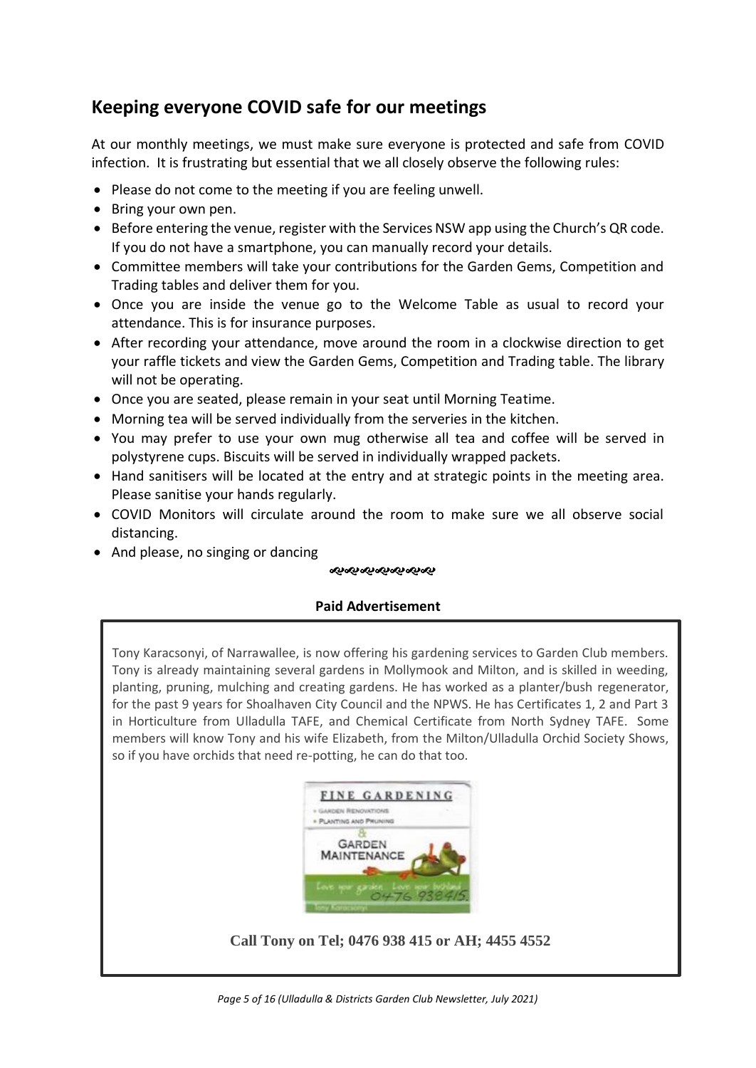## Keeping everyone COVID safe for our meetings

At our monthly meetings, we must make sure everyone is protected and safe from COVID infection. It is frustrating but essential that we all closely observe the following rules:

- Please do not come to the meeting if you are feeling unwell.
- Bring your own pen.
- Before entering the venue, register with the Services NSW app using the Church's QR code. If you do not have a smartphone, you can manually record your details.
- Committee members will take your contributions for the Garden Gems, Competition and Trading tables and deliver them for you.
- Once you are inside the venue go to the Welcome Table as usual to record your attendance. This is for insurance purposes.
- After recording your attendance, move around the room in a clockwise direction to get your raffle tickets and view the Garden Gems, Competition and Trading table. The library will not be operating.
- Once you are seated, please remain in your seat until Morning Teatime.
- Morning tea will be served individually from the serveries in the kitchen.
- You may prefer to use your own mug otherwise all tea and coffee will be served in polystyrene cups. Biscuits will be served in individually wrapped packets.
- Hand sanitisers will be located at the entry and at strategic points in the meeting area. Please sanitise your hands regularly.
- COVID Monitors will circulate around the room to make sure we all observe social distancing.
- And please, no singing or dancing

**Paid Advertisement**

Tony Karacsonyi, of Narrawallee, is now offering his gardening services to Garden Club members. Tony is already maintaining several gardens in Mollymook and Milton, and is skilled in weeding, planting, pruning, mulching and creating gardens. He has worked as a planter/bush regenerator, for the past 9 years for Shoalhaven City Council and the NPWS. He has Certificates 1, 2 and Part 3 in Horticulture from Ulladulla TAFE, and Chemical Certificate from North Sydney TAFE. Some members will know Tony and his wife Elizabeth, from the Milton/Ulladulla Orchid Society Shows, so if you have orchids that need re-potting, he can do that too.

**FINE GARDENING**
- Garden Renovations
- Planting and Pruning

& GARDEN MAINTENANCE

Love your garden. Love your bushland 0476 938415.

Tony Karacsonyi

**Call Tony on Tel; 0476 938 415 or AH; 4455 4552**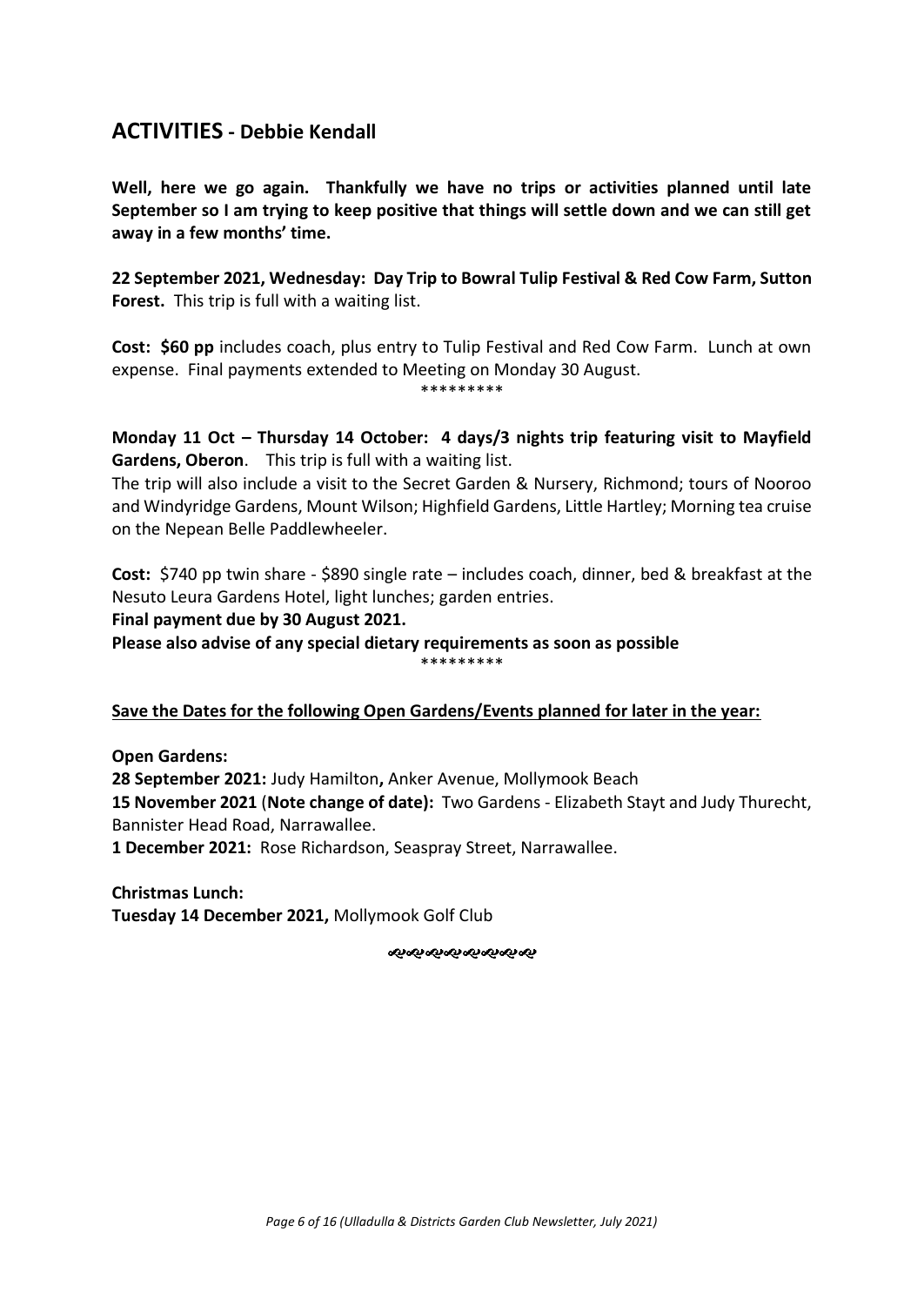## ACTIVITIES - Debbie Kendall

**Well, here we go again. Thankfully we have no trips or activities planned until late September so I am trying to keep positive that things will settle down and we can still get away in a few months' time.**

**22 September 2021, Wednesday: Day Trip to Bowral Tulip Festival & Red Cow Farm, Sutton Forest.** This trip is full with a waiting list.

**Cost: $60 pp** includes coach, plus entry to Tulip Festival and Red Cow Farm. Lunch at own expense. Final payments extended to Meeting on Monday 30 August.

*********

**Monday 11 Oct – Thursday 14 October: 4 days/3 nights trip featuring visit to Mayfield Gardens, Oberon**. This trip is full with a waiting list.

The trip will also include a visit to the Secret Garden & Nursery, Richmond; tours of Nooroo and Windyridge Gardens, Mount Wilson; Highfield Gardens, Little Hartley; Morning tea cruise on the Nepean Belle Paddlewheeler.

**Cost:** $740 pp twin share - $890 single rate – includes coach, dinner, bed & breakfast at the Nesuto Leura Gardens Hotel, light lunches; garden entries.

**Final payment due by 30 August 2021.**

**Please also advise of any special dietary requirements as soon as possible**

*********

**Save the Dates for the following Open Gardens/Events planned for later in the year:**

**Open Gardens:**

**28 September 2021:** Judy Hamilton**,** Anker Avenue, Mollymook Beach

**15 November 2021** (**Note change of date):** Two Gardens - Elizabeth Stayt and Judy Thurecht, Bannister Head Road, Narrawallee.

**1 December 2021:** Rose Richardson, Seaspray Street, Narrawallee.

**Christmas Lunch:**

**Tuesday 14 December 2021,** Mollymook Golf Club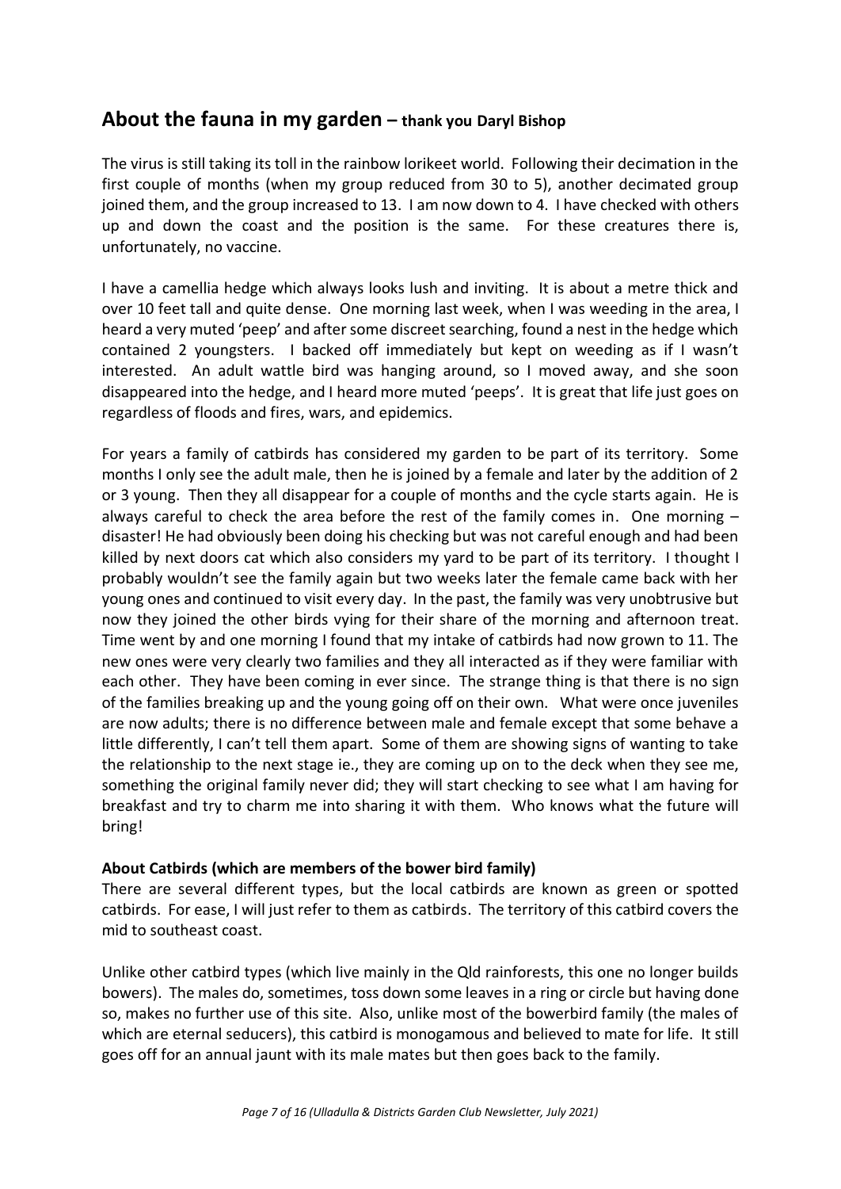## About the fauna in my garden – thank you Daryl Bishop

The virus is still taking its toll in the rainbow lorikeet world. Following their decimation in the first couple of months (when my group reduced from 30 to 5), another decimated group joined them, and the group increased to 13. I am now down to 4. I have checked with others up and down the coast and the position is the same. For these creatures there is, unfortunately, no vaccine.

I have a camellia hedge which always looks lush and inviting. It is about a metre thick and over 10 feet tall and quite dense. One morning last week, when I was weeding in the area, I heard a very muted 'peep' and after some discreet searching, found a nest in the hedge which contained 2 youngsters. I backed off immediately but kept on weeding as if I wasn't interested. An adult wattle bird was hanging around, so I moved away, and she soon disappeared into the hedge, and I heard more muted 'peeps'. It is great that life just goes on regardless of floods and fires, wars, and epidemics.

For years a family of catbirds has considered my garden to be part of its territory. Some months I only see the adult male, then he is joined by a female and later by the addition of 2 or 3 young. Then they all disappear for a couple of months and the cycle starts again. He is always careful to check the area before the rest of the family comes in. One morning – disaster! He had obviously been doing his checking but was not careful enough and had been killed by next doors cat which also considers my yard to be part of its territory. I thought I probably wouldn't see the family again but two weeks later the female came back with her young ones and continued to visit every day. In the past, the family was very unobtrusive but now they joined the other birds vying for their share of the morning and afternoon treat. Time went by and one morning I found that my intake of catbirds had now grown to 11. The new ones were very clearly two families and they all interacted as if they were familiar with each other. They have been coming in ever since. The strange thing is that there is no sign of the families breaking up and the young going off on their own. What were once juveniles are now adults; there is no difference between male and female except that some behave a little differently, I can't tell them apart. Some of them are showing signs of wanting to take the relationship to the next stage ie., they are coming up on to the deck when they see me, something the original family never did; they will start checking to see what I am having for breakfast and try to charm me into sharing it with them. Who knows what the future will bring!

**About Catbirds (which are members of the bower bird family)**

There are several different types, but the local catbirds are known as green or spotted catbirds. For ease, I will just refer to them as catbirds. The territory of this catbird covers the mid to southeast coast.

Unlike other catbird types (which live mainly in the Qld rainforests, this one no longer builds bowers). The males do, sometimes, toss down some leaves in a ring or circle but having done so, makes no further use of this site. Also, unlike most of the bowerbird family (the males of which are eternal seducers), this catbird is monogamous and believed to mate for life. It still goes off for an annual jaunt with its male mates but then goes back to the family.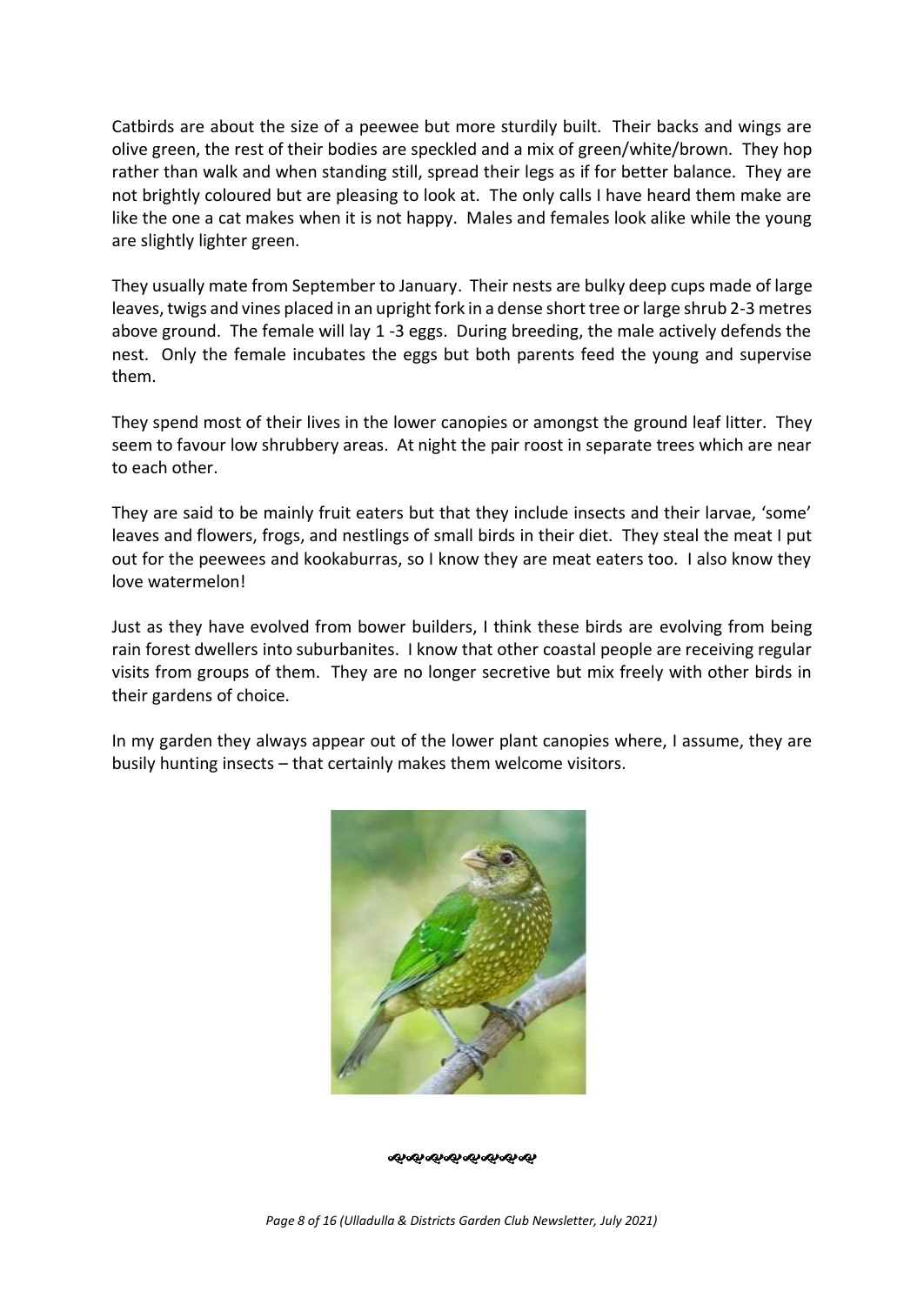Catbirds are about the size of a peewee but more sturdily built. Their backs and wings are olive green, the rest of their bodies are speckled and a mix of green/white/brown. They hop rather than walk and when standing still, spread their legs as if for better balance. They are not brightly coloured but are pleasing to look at. The only calls I have heard them make are like the one a cat makes when it is not happy. Males and females look alike while the young are slightly lighter green.

They usually mate from September to January. Their nests are bulky deep cups made of large leaves, twigs and vines placed in an upright fork in a dense short tree or large shrub 2-3 metres above ground. The female will lay 1 -3 eggs. During breeding, the male actively defends the nest. Only the female incubates the eggs but both parents feed the young and supervise them.

They spend most of their lives in the lower canopies or amongst the ground leaf litter. They seem to favour low shrubbery areas. At night the pair roost in separate trees which are near to each other.

They are said to be mainly fruit eaters but that they include insects and their larvae, 'some' leaves and flowers, frogs, and nestlings of small birds in their diet. They steal the meat I put out for the peewees and kookaburras, so I know they are meat eaters too. I also know they love watermelon!

Just as they have evolved from bower builders, I think these birds are evolving from being rain forest dwellers into suburbanites. I know that other coastal people are receiving regular visits from groups of them. They are no longer secretive but mix freely with other birds in their gardens of choice.

In my garden they always appear out of the lower plant canopies where, I assume, they are busily hunting insects – that certainly makes them welcome visitors.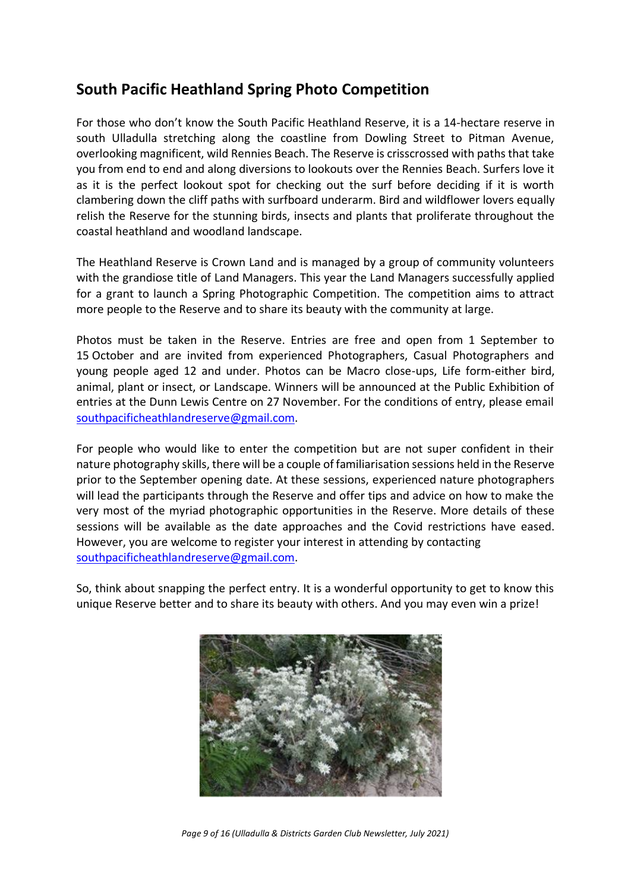## South Pacific Heathland Spring Photo Competition

For those who don't know the South Pacific Heathland Reserve, it is a 14-hectare reserve in south Ulladulla stretching along the coastline from Dowling Street to Pitman Avenue, overlooking magnificent, wild Rennies Beach. The Reserve is crisscrossed with paths that take you from end to end and along diversions to lookouts over the Rennies Beach. Surfers love it as it is the perfect lookout spot for checking out the surf before deciding if it is worth clambering down the cliff paths with surfboard underarm. Bird and wildflower lovers equally relish the Reserve for the stunning birds, insects and plants that proliferate throughout the coastal heathland and woodland landscape.

The Heathland Reserve is Crown Land and is managed by a group of community volunteers with the grandiose title of Land Managers. This year the Land Managers successfully applied for a grant to launch a Spring Photographic Competition. The competition aims to attract more people to the Reserve and to share its beauty with the community at large.

Photos must be taken in the Reserve. Entries are free and open from 1 September to 15 October and are invited from experienced Photographers, Casual Photographers and young people aged 12 and under. Photos can be Macro close-ups, Life form-either bird, animal, plant or insect, or Landscape. Winners will be announced at the Public Exhibition of entries at the Dunn Lewis Centre on 27 November. For the conditions of entry, please email southpacificheathlandreserve@gmail.com.

For people who would like to enter the competition but are not super confident in their nature photography skills, there will be a couple of familiarisation sessions held in the Reserve prior to the September opening date. At these sessions, experienced nature photographers will lead the participants through the Reserve and offer tips and advice on how to make the very most of the myriad photographic opportunities in the Reserve. More details of these sessions will be available as the date approaches and the Covid restrictions have eased. However, you are welcome to register your interest in attending by contacting southpacificheathlandreserve@gmail.com.

So, think about snapping the perfect entry. It is a wonderful opportunity to get to know this unique Reserve better and to share its beauty with others. And you may even win a prize!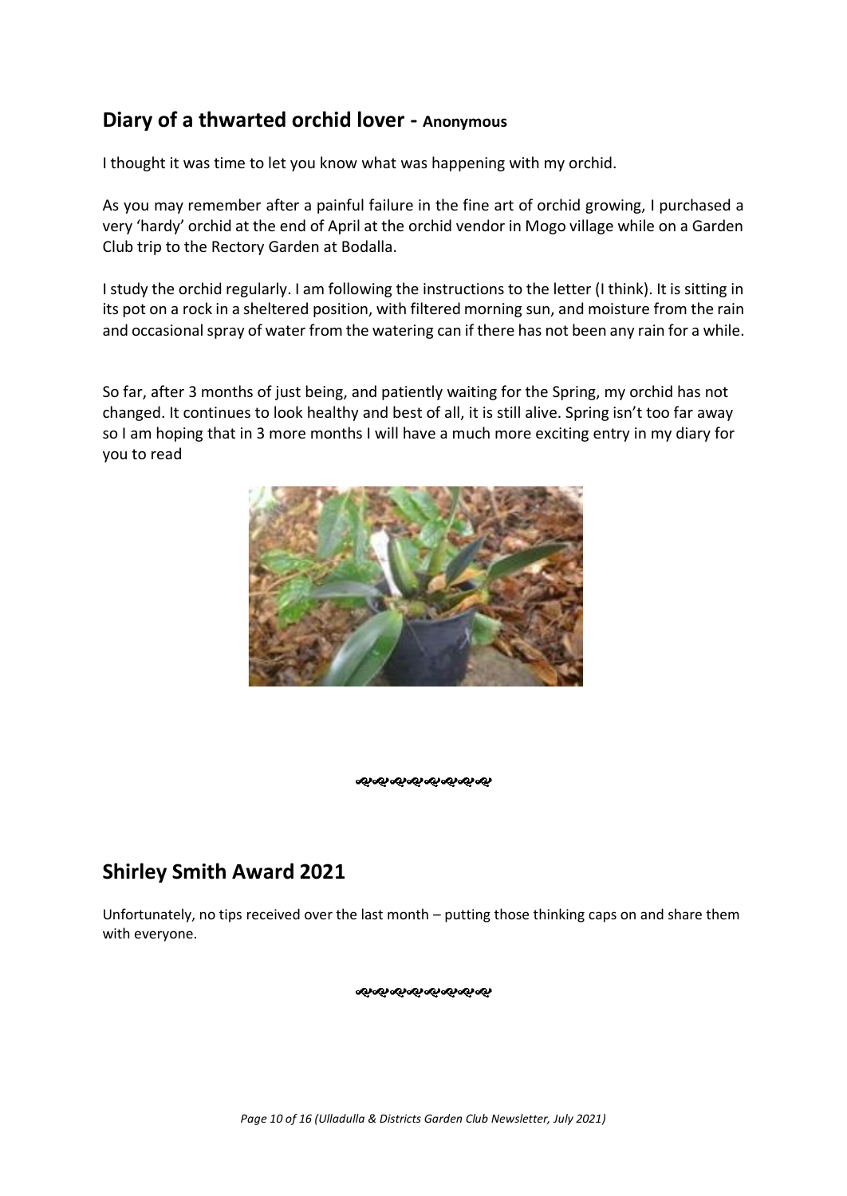## Diary of a thwarted orchid lover - Anonymous

I thought it was time to let you know what was happening with my orchid.

As you may remember after a painful failure in the fine art of orchid growing, I purchased a very 'hardy' orchid at the end of April at the orchid vendor in Mogo village while on a Garden Club trip to the Rectory Garden at Bodalla.

I study the orchid regularly. I am following the instructions to the letter (I think). It is sitting in its pot on a rock in a sheltered position, with filtered morning sun, and moisture from the rain and occasional spray of water from the watering can if there has not been any rain for a while.

So far, after 3 months of just being, and patiently waiting for the Spring, my orchid has not changed. It continues to look healthy and best of all, it is still alive. Spring isn't too far away so I am hoping that in 3 more months I will have a much more exciting entry in my diary for you to read

## Shirley Smith Award 2021

Unfortunately, no tips received over the last month – putting those thinking caps on and share them with everyone.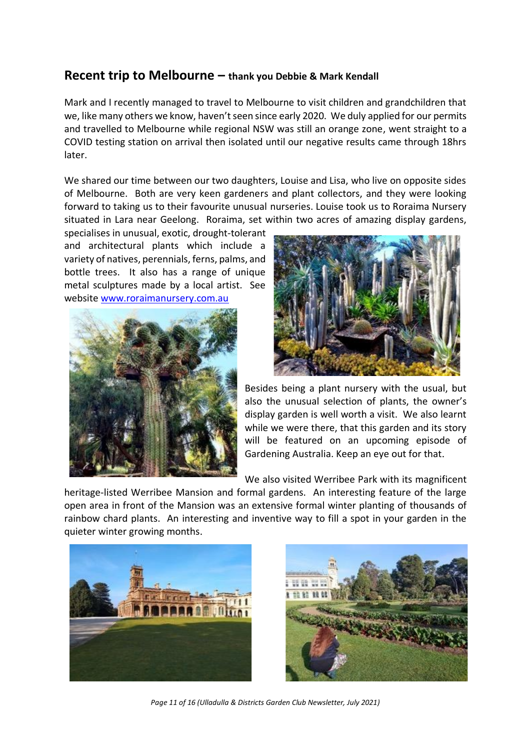## Recent trip to Melbourne – **thank you Debbie & Mark Kendall**

Mark and I recently managed to travel to Melbourne to visit children and grandchildren that we, like many others we know, haven't seen since early 2020. We duly applied for our permits and travelled to Melbourne while regional NSW was still an orange zone, went straight to a COVID testing station on arrival then isolated until our negative results came through 18hrs later.

We shared our time between our two daughters, Louise and Lisa, who live on opposite sides of Melbourne. Both are very keen gardeners and plant collectors, and they were looking forward to taking us to their favourite unusual nurseries. Louise took us to Roraima Nursery situated in Lara near Geelong. Roraima, set within two acres of amazing display gardens, specialises in unusual, exotic, drought-tolerant and architectural plants which include a variety of natives, perennials, ferns, palms, and bottle trees. It also has a range of unique metal sculptures made by a local artist. See website [www.roraimanursery.com.au](http://www.roraimanursery.com.au)

Besides being a plant nursery with the usual, but also the unusual selection of plants, the owner's display garden is well worth a visit. We also learnt while we were there, that this garden and its story will be featured on an upcoming episode of Gardening Australia. Keep an eye out for that.

We also visited Werribee Park with its magnificent heritage-listed Werribee Mansion and formal gardens. An interesting feature of the large open area in front of the Mansion was an extensive formal winter planting of thousands of rainbow chard plants. An interesting and inventive way to fill a spot in your garden in the quieter winter growing months.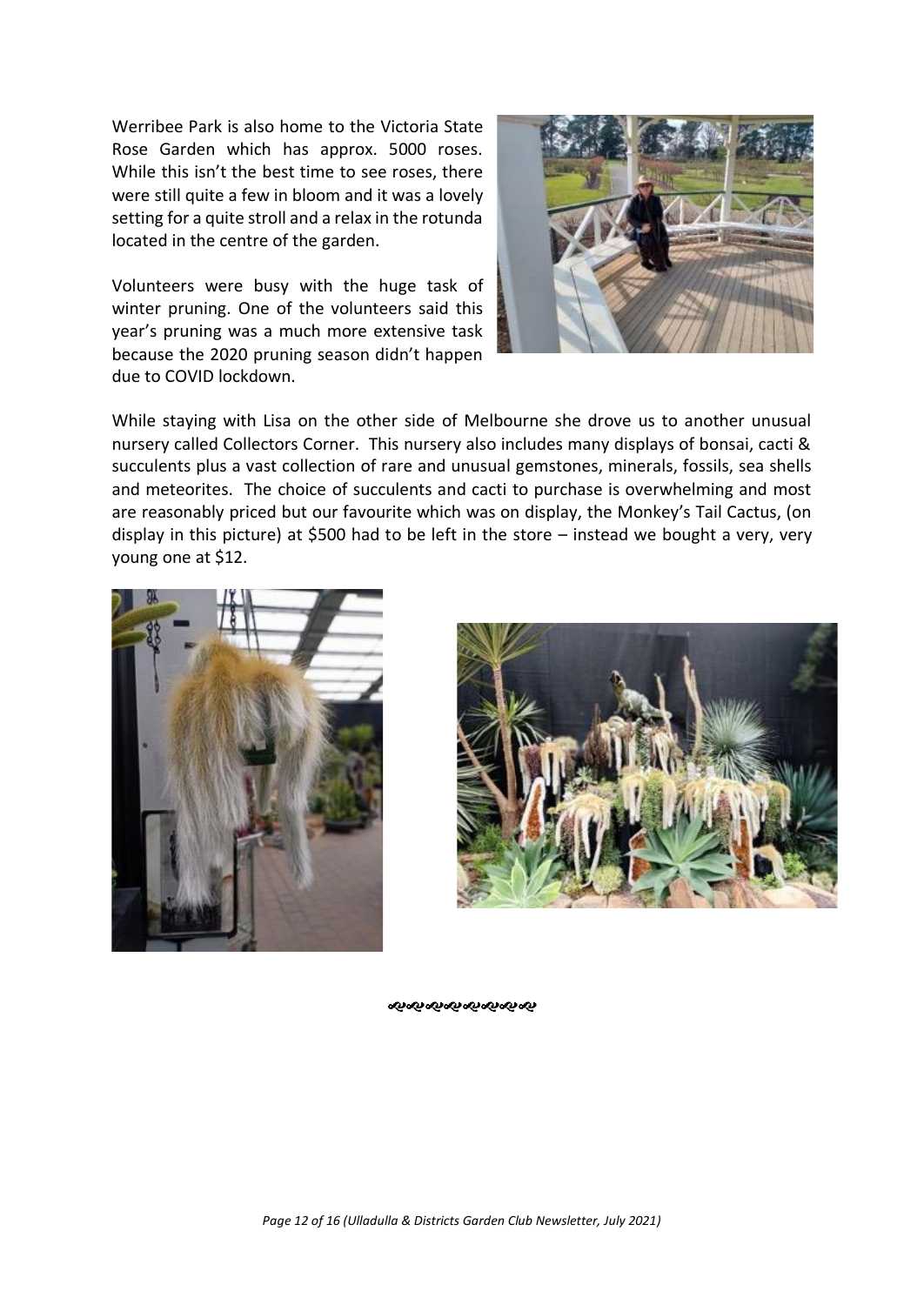Werribee Park is also home to the Victoria State Rose Garden which has approx. 5000 roses. While this isn't the best time to see roses, there were still quite a few in bloom and it was a lovely setting for a quite stroll and a relax in the rotunda located in the centre of the garden.

Volunteers were busy with the huge task of winter pruning. One of the volunteers said this year's pruning was a much more extensive task because the 2020 pruning season didn't happen due to COVID lockdown.

While staying with Lisa on the other side of Melbourne she drove us to another unusual nursery called Collectors Corner. This nursery also includes many displays of bonsai, cacti & succulents plus a vast collection of rare and unusual gemstones, minerals, fossils, sea shells and meteorites. The choice of succulents and cacti to purchase is overwhelming and most are reasonably priced but our favourite which was on display, the Monkey's Tail Cactus, (on display in this picture) at $500 had to be left in the store – instead we bought a very, very young one at $12.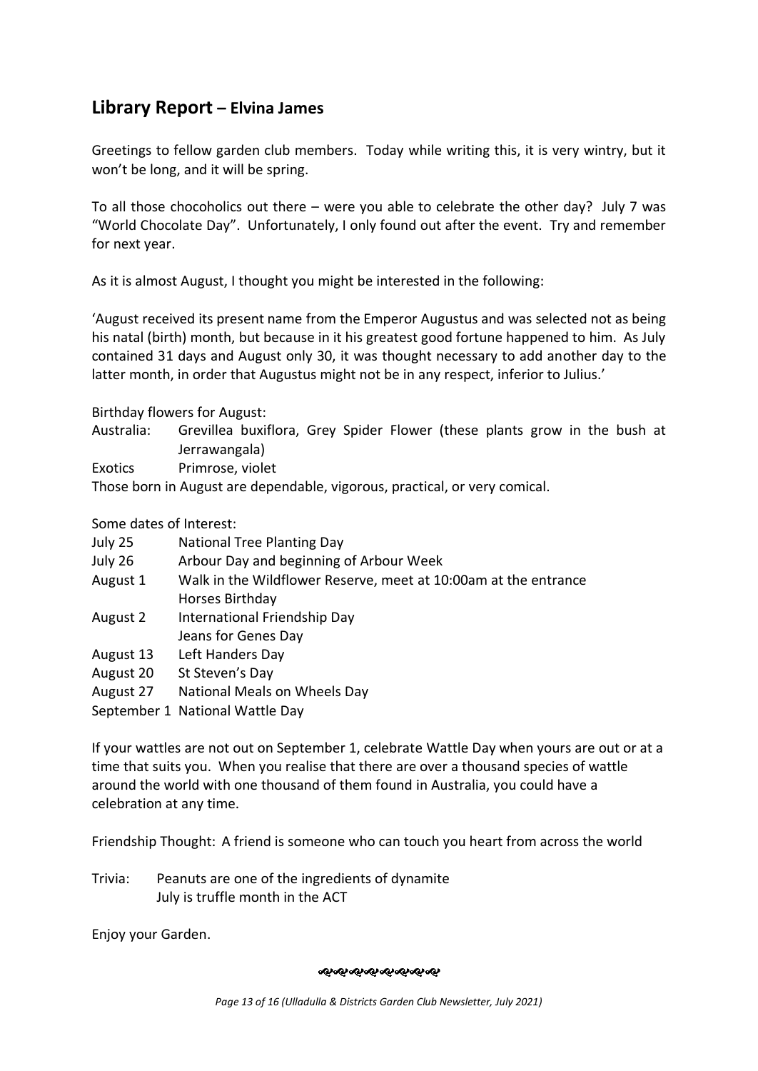## Library Report – Elvina James

Greetings to fellow garden club members. Today while writing this, it is very wintry, but it won't be long, and it will be spring.

To all those chocoholics out there – were you able to celebrate the other day? July 7 was "World Chocolate Day". Unfortunately, I only found out after the event. Try and remember for next year.

As it is almost August, I thought you might be interested in the following:

'August received its present name from the Emperor Augustus and was selected not as being his natal (birth) month, but because in it his greatest good fortune happened to him. As July contained 31 days and August only 30, it was thought necessary to add another day to the latter month, in order that Augustus might not be in any respect, inferior to Julius.'

Birthday flowers for August:

| | |
|---|---|
| Australia: | Grevillea buxiflora, Grey Spider Flower (these plants grow in the bush at Jerrawangala) |
| Exotics | Primrose, violet |

Those born in August are dependable, vigorous, practical, or very comical.

Some dates of Interest:

| | |
|---|---|
| July 25 | National Tree Planting Day |
| July 26 | Arbour Day and beginning of Arbour Week |
| August 1 | Walk in the Wildflower Reserve, meet at 10:00am at the entrance<br>Horses Birthday |
| August 2 | International Friendship Day<br>Jeans for Genes Day |
| August 13 | Left Handers Day |
| August 20 | St Steven's Day |
| August 27 | National Meals on Wheels Day |
| September 1 | National Wattle Day |

If your wattles are not out on September 1, celebrate Wattle Day when yours are out or at a time that suits you. When you realise that there are over a thousand species of wattle around the world with one thousand of them found in Australia, you could have a celebration at any time.

Friendship Thought: A friend is someone who can touch you heart from across the world

Trivia: Peanuts are one of the ingredients of dynamite
July is truffle month in the ACT

Enjoy your Garden.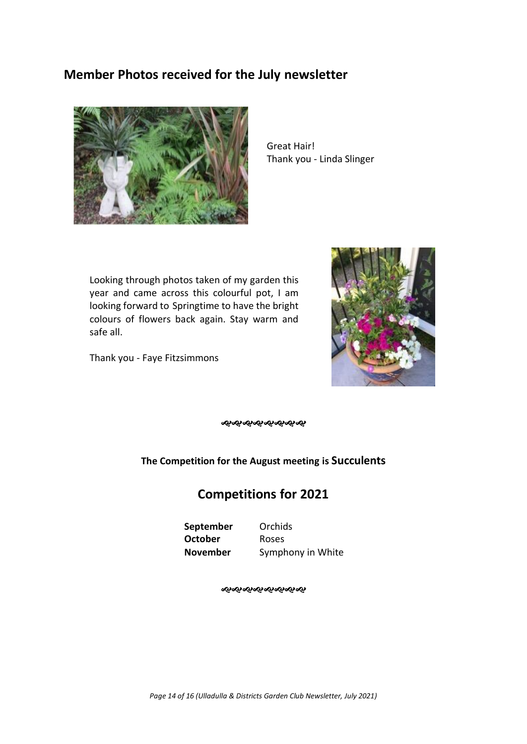## Member Photos received for the July newsletter

Great Hair!
Thank you - Linda Slinger

Looking through photos taken of my garden this year and came across this colourful pot, I am looking forward to Springtime to have the bright colours of flowers back again. Stay warm and safe all.

Thank you - Faye Fitzsimmons

**The Competition for the August meeting is Succulents**

## Competitions for 2021

| | |
|---|---|
| **September** | Orchids |
| **October** | Roses |
| **November** | Symphony in White |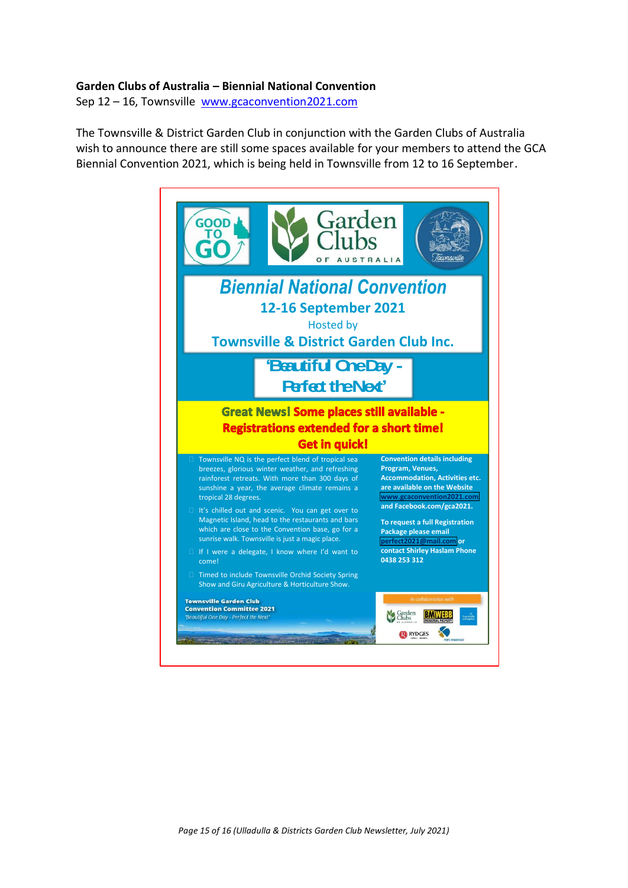**Garden Clubs of Australia – Biennial National Convention**

Sep 12 – 16, Townsville [www.gcaconvention2021.com](http://www.gcaconvention2021.com)

The Townsville & District Garden Club in conjunction with the Garden Clubs of Australia wish to announce there are still some spaces available for your members to attend the GCA Biennial Convention 2021, which is being held in Townsville from 12 to 16 September.

GOOD TO GO

Garden Clubs OF AUSTRALIA

Townsville

## Biennial National Convention

**12-16 September 2021**

Hosted by

**Townsville & District Garden Club Inc.**

**'Beautiful One Day - Perfect the Next'**

**Great News! Some places still available - Registrations extended for a short time! Get in quick!**

- Townsville NQ is the perfect blend of tropical sea breezes, glorious winter weather, and refreshing rainforest retreats. With more than 300 days of sunshine a year, the average climate remains a tropical 28 degrees.
- It's chilled out and scenic. You can get over to Magnetic Island, head to the restaurants and bars which are close to the Convention base, go for a sunrise walk. Townsville is just a magic place.
- If I were a delegate, I know where I'd want to come!
- Timed to include Townsville Orchid Society Spring Show and Giru Agriculture & Horticulture Show.

**Convention details including Program, Venues, Accommodation, Activities etc. are available on the Website www.gcaconvention2021.com and Facebook.com/gca2021.**

**To request a full Registration Package please email perfect2021@mail.com or contact Shirley Haslam Phone 0438 253 312**

**Townsville Garden Club Convention Committee 2021**

*'Beautiful One Day - Perfect the Next'*

*In collaboration with*

Garden Clubs of Australia · BMWEBB · RYDGES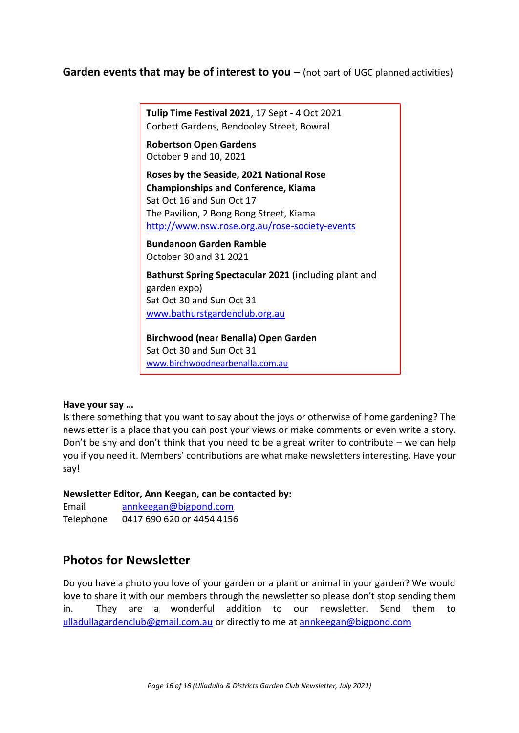**Garden events that may be of interest to you** – (not part of UGC planned activities)

**Tulip Time Festival 2021**, 17 Sept - 4 Oct 2021
Corbett Gardens, Bendooley Street, Bowral

**Robertson Open Gardens**
October 9 and 10, 2021

**Roses by the Seaside, 2021 National Rose Championships and Conference, Kiama**
Sat Oct 16 and Sun Oct 17
The Pavilion, 2 Bong Bong Street, Kiama
http://www.nsw.rose.org.au/rose-society-events

**Bundanoon Garden Ramble**
October 30 and 31 2021

**Bathurst Spring Spectacular 2021** (including plant and garden expo)
Sat Oct 30 and Sun Oct 31
www.bathurstgardenclub.org.au

**Birchwood (near Benalla) Open Garden**
Sat Oct 30 and Sun Oct 31
www.birchwoodnearbenalla.com.au

**Have your say …**

Is there something that you want to say about the joys or otherwise of home gardening? The newsletter is a place that you can post your views or make comments or even write a story. Don't be shy and don't think that you need to be a great writer to contribute – we can help you if you need it. Members' contributions are what make newsletters interesting. Have your say!

**Newsletter Editor, Ann Keegan, can be contacted by:**

Email annkeegan@bigpond.com
Telephone 0417 690 620 or 4454 4156

## Photos for Newsletter

Do you have a photo you love of your garden or a plant or animal in your garden? We would love to share it with our members through the newsletter so please don't stop sending them in. They are a wonderful addition to our newsletter. Send them to ulladullagardenclub@gmail.com.au or directly to me at annkeegan@bigpond.com